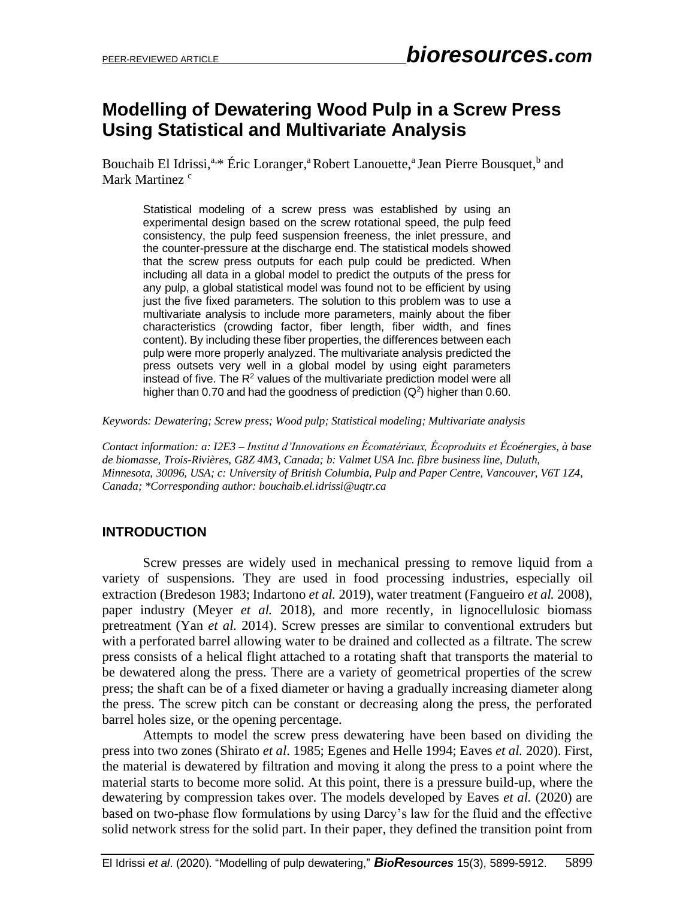# Modelling of Dewatering Wood Pulp in a Screw Press Using Statistical and Multivariate Analysis

Bouchaib El Idrissi,[a,*] Éric Loranger,[a] Robert Lanouette,[a] Jean Pierre Bousquet,[b] and Mark Martinez [c]

> Statistical modeling of a screw press was established by using an experimental design based on the screw rotational speed, the pulp feed consistency, the pulp feed suspension freeness, the inlet pressure, and the counter-pressure at the discharge end. The statistical models showed that the screw press outputs for each pulp could be predicted. When including all data in a global model to predict the outputs of the press for any pulp, a global statistical model was found not to be efficient by using just the five fixed parameters. The solution to this problem was to use a multivariate analysis to include more parameters, mainly about the fiber characteristics (crowding factor, fiber length, fiber width, and fines content). By including these fiber properties, the differences between each pulp were more properly analyzed. The multivariate analysis predicted the press outsets very well in a global model by using eight parameters instead of five. The $R^2$ values of the multivariate prediction model were all higher than 0.70 and had the goodness of prediction ($Q^2$) higher than 0.60.

*Keywords: Dewatering; Screw press; Wood pulp; Statistical modeling; Multivariate analysis*

*Contact information: a: I2E3 – Institut d'Innovations en Écomatériaux, Écoproduits et Écoénergies, à base de biomasse, Trois-Rivières, G8Z 4M3, Canada; b: Valmet USA Inc. fibre business line, Duluth, Minnesota, 30096, USA; c: University of British Columbia, Pulp and Paper Centre, Vancouver, V6T 1Z4, Canada; \*Corresponding author: bouchaib.el.idrissi@uqtr.ca*

## INTRODUCTION

Screw presses are widely used in mechanical pressing to remove liquid from a variety of suspensions. They are used in food processing industries, especially oil extraction (Bredeson 1983; Indartono *et al.* 2019), water treatment (Fangueiro *et al.* 2008), paper industry (Meyer *et al.* 2018), and more recently, in lignocellulosic biomass pretreatment (Yan *et al.* 2014). Screw presses are similar to conventional extruders but with a perforated barrel allowing water to be drained and collected as a filtrate. The screw press consists of a helical flight attached to a rotating shaft that transports the material to be dewatered along the press. There are a variety of geometrical properties of the screw press; the shaft can be of a fixed diameter or having a gradually increasing diameter along the press. The screw pitch can be constant or decreasing along the press, the perforated barrel holes size, or the opening percentage.

Attempts to model the screw press dewatering have been based on dividing the press into two zones (Shirato *et al*. 1985; Egenes and Helle 1994; Eaves *et al.* 2020). First, the material is dewatered by filtration and moving it along the press to a point where the material starts to become more solid. At this point, there is a pressure build-up, where the dewatering by compression takes over. The models developed by Eaves *et al.* (2020) are based on two-phase flow formulations by using Darcy's law for the fluid and the effective solid network stress for the solid part. In their paper, they defined the transition point from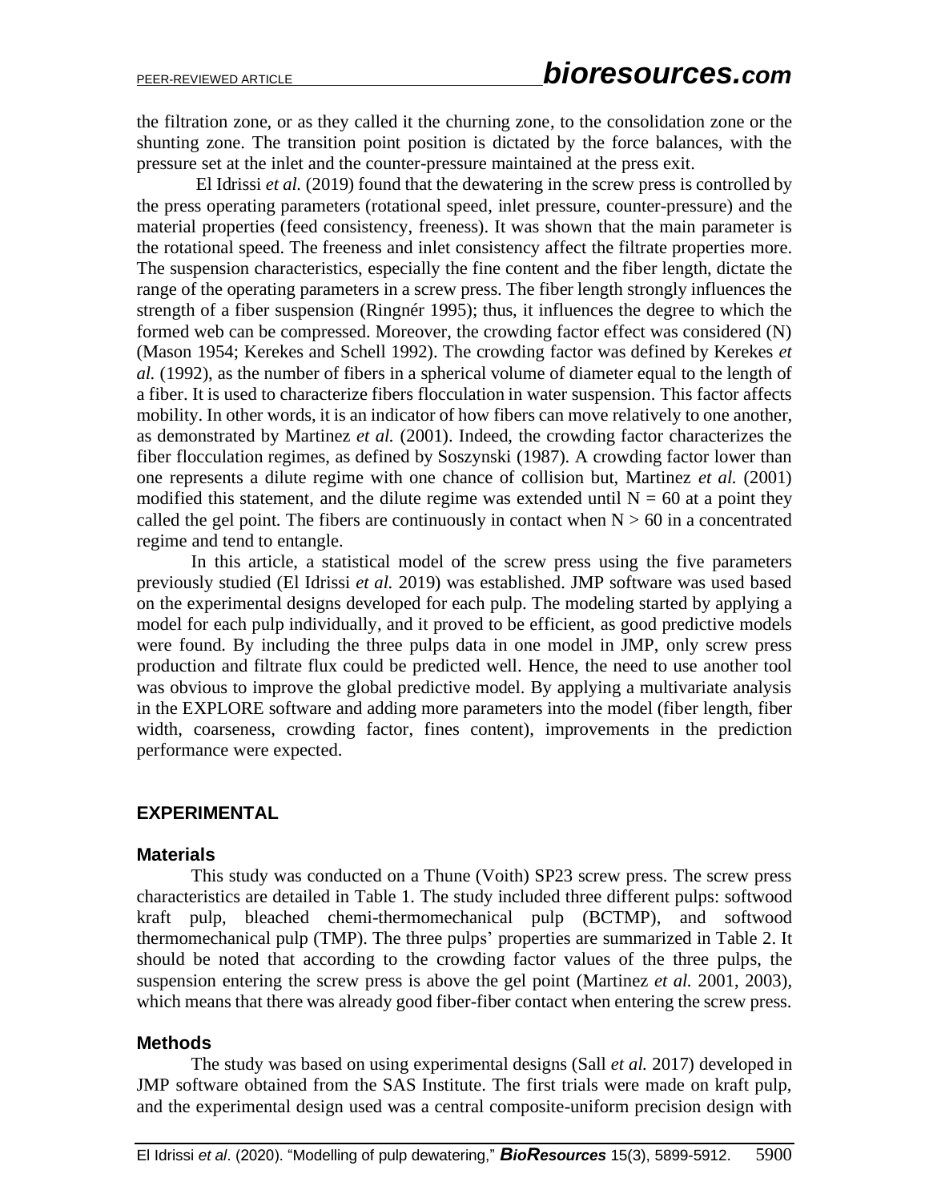the filtration zone, or as they called it the churning zone, to the consolidation zone or the shunting zone. The transition point position is dictated by the force balances, with the pressure set at the inlet and the counter-pressure maintained at the press exit.

El Idrissi *et al.* (2019) found that the dewatering in the screw press is controlled by the press operating parameters (rotational speed, inlet pressure, counter-pressure) and the material properties (feed consistency, freeness). It was shown that the main parameter is the rotational speed. The freeness and inlet consistency affect the filtrate properties more. The suspension characteristics, especially the fine content and the fiber length, dictate the range of the operating parameters in a screw press. The fiber length strongly influences the strength of a fiber suspension (Ringnér 1995); thus, it influences the degree to which the formed web can be compressed. Moreover, the crowding factor effect was considered (N) (Mason 1954; Kerekes and Schell 1992). The crowding factor was defined by Kerekes *et al.* (1992), as the number of fibers in a spherical volume of diameter equal to the length of a fiber. It is used to characterize fibers flocculation in water suspension. This factor affects mobility. In other words, it is an indicator of how fibers can move relatively to one another, as demonstrated by Martinez *et al.* (2001). Indeed, the crowding factor characterizes the fiber flocculation regimes, as defined by Soszynski (1987). A crowding factor lower than one represents a dilute regime with one chance of collision but, Martinez *et al.* (2001) modified this statement, and the dilute regime was extended until $N = 60$ at a point they called the gel point. The fibers are continuously in contact when $N > 60$ in a concentrated regime and tend to entangle.

In this article, a statistical model of the screw press using the five parameters previously studied (El Idrissi *et al.* 2019) was established. JMP software was used based on the experimental designs developed for each pulp. The modeling started by applying a model for each pulp individually, and it proved to be efficient, as good predictive models were found. By including the three pulps data in one model in JMP, only screw press production and filtrate flux could be predicted well. Hence, the need to use another tool was obvious to improve the global predictive model. By applying a multivariate analysis in the EXPLORE software and adding more parameters into the model (fiber length, fiber width, coarseness, crowding factor, fines content), improvements in the prediction performance were expected.

## EXPERIMENTAL

### Materials

This study was conducted on a Thune (Voith) SP23 screw press. The screw press characteristics are detailed in Table 1. The study included three different pulps: softwood kraft pulp, bleached chemi-thermomechanical pulp (BCTMP), and softwood thermomechanical pulp (TMP). The three pulps' properties are summarized in Table 2. It should be noted that according to the crowding factor values of the three pulps, the suspension entering the screw press is above the gel point (Martinez *et al.* 2001, 2003), which means that there was already good fiber-fiber contact when entering the screw press.

### Methods

The study was based on using experimental designs (Sall *et al.* 2017) developed in JMP software obtained from the SAS Institute. The first trials were made on kraft pulp, and the experimental design used was a central composite-uniform precision design with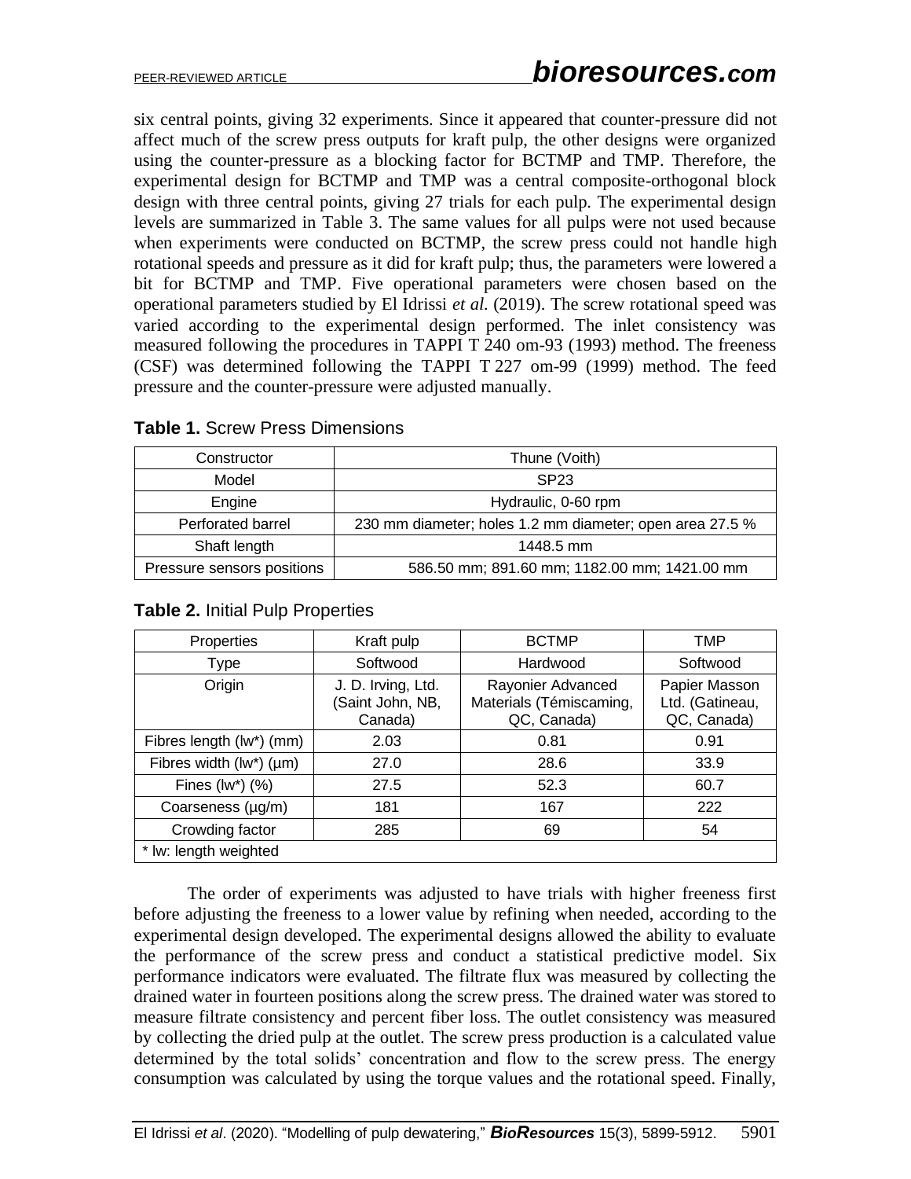six central points, giving 32 experiments. Since it appeared that counter-pressure did not affect much of the screw press outputs for kraft pulp, the other designs were organized using the counter-pressure as a blocking factor for BCTMP and TMP. Therefore, the experimental design for BCTMP and TMP was a central composite-orthogonal block design with three central points, giving 27 trials for each pulp. The experimental design levels are summarized in Table 3. The same values for all pulps were not used because when experiments were conducted on BCTMP, the screw press could not handle high rotational speeds and pressure as it did for kraft pulp; thus, the parameters were lowered a bit for BCTMP and TMP. Five operational parameters were chosen based on the operational parameters studied by El Idrissi *et al.* (2019). The screw rotational speed was varied according to the experimental design performed. The inlet consistency was measured following the procedures in TAPPI T 240 om-93 (1993) method. The freeness (CSF) was determined following the TAPPI T 227 om-99 (1999) method. The feed pressure and the counter-pressure were adjusted manually.

**Table 1.** Screw Press Dimensions

| Constructor | Thune (Voith) |
|---|---|
| Model | SP23 |
| Engine | Hydraulic, 0-60 rpm |
| Perforated barrel | 230 mm diameter; holes 1.2 mm diameter; open area 27.5 % |
| Shaft length | 1448.5 mm |
| Pressure sensors positions | 586.50 mm; 891.60 mm; 1182.00 mm; 1421.00 mm |

**Table 2.** Initial Pulp Properties

| Properties | Kraft pulp | BCTMP | TMP |
|---|---|---|---|
| Type | Softwood | Hardwood | Softwood |
| Origin | J. D. Irving, Ltd. (Saint John, NB, Canada) | Rayonier Advanced Materials (Témiscaming, QC, Canada) | Papier Masson Ltd. (Gatineau, QC, Canada) |
| Fibres length (lw*) (mm) | 2.03 | 0.81 | 0.91 |
| Fibres width (lw*) (µm) | 27.0 | 28.6 | 33.9 |
| Fines (lw*) (%) | 27.5 | 52.3 | 60.7 |
| Coarseness (µg/m) | 181 | 167 | 222 |
| Crowding factor | 285 | 69 | 54 |
| * lw: length weighted | | | |

The order of experiments was adjusted to have trials with higher freeness first before adjusting the freeness to a lower value by refining when needed, according to the experimental design developed. The experimental designs allowed the ability to evaluate the performance of the screw press and conduct a statistical predictive model. Six performance indicators were evaluated. The filtrate flux was measured by collecting the drained water in fourteen positions along the screw press. The drained water was stored to measure filtrate consistency and percent fiber loss. The outlet consistency was measured by collecting the dried pulp at the outlet. The screw press production is a calculated value determined by the total solids' concentration and flow to the screw press. The energy consumption was calculated by using the torque values and the rotational speed. Finally,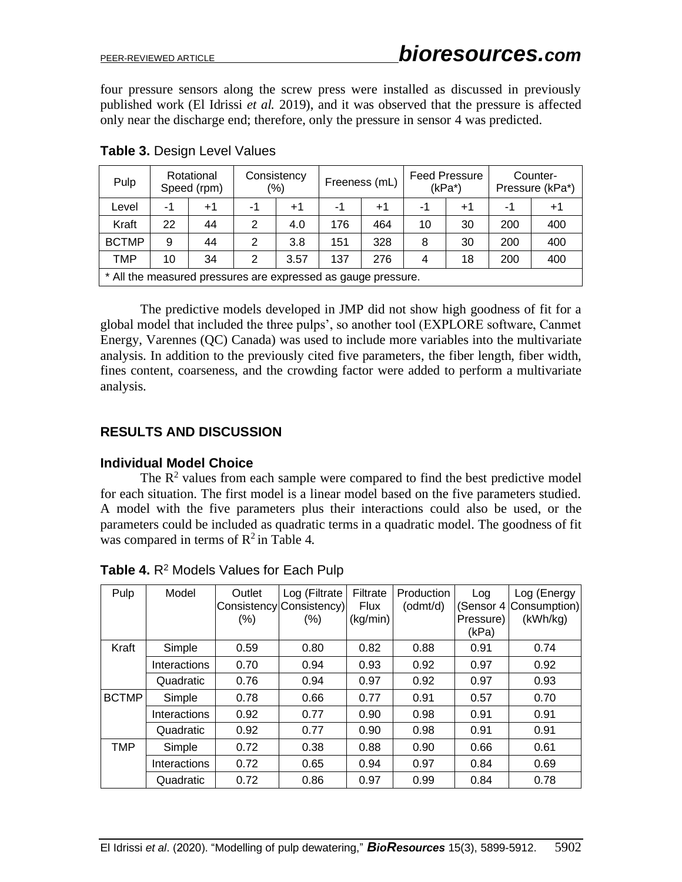four pressure sensors along the screw press were installed as discussed in previously published work (El Idrissi *et al.* 2019), and it was observed that the pressure is affected only near the discharge end; therefore, only the pressure in sensor 4 was predicted.

**Table 3.** Design Level Values

| Pulp | Rotational Speed (rpm) | | Consistency (%) | | Freeness (mL) | | Feed Pressure (kPa*) | | Counter-Pressure (kPa*) | |
|---|---|---|---|---|---|---|---|---|---|---|
| Level | -1 | +1 | -1 | +1 | -1 | +1 | -1 | +1 | -1 | +1 |
| Kraft | 22 | 44 | 2 | 4.0 | 176 | 464 | 10 | 30 | 200 | 400 |
| BCTMP | 9 | 44 | 2 | 3.8 | 151 | 328 | 8 | 30 | 200 | 400 |
| TMP | 10 | 34 | 2 | 3.57 | 137 | 276 | 4 | 18 | 200 | 400 |

\* All the measured pressures are expressed as gauge pressure.

The predictive models developed in JMP did not show high goodness of fit for a global model that included the three pulps', so another tool (EXPLORE software, Canmet Energy, Varennes (QC) Canada) was used to include more variables into the multivariate analysis. In addition to the previously cited five parameters, the fiber length, fiber width, fines content, coarseness, and the crowding factor were added to perform a multivariate analysis.

## RESULTS AND DISCUSSION

### Individual Model Choice

The $R^2$ values from each sample were compared to find the best predictive model for each situation. The first model is a linear model based on the five parameters studied. A model with the five parameters plus their interactions could also be used, or the parameters could be included as quadratic terms in a quadratic model. The goodness of fit was compared in terms of $R^2$ in Table 4.

**Table 4.** $R^2$ Models Values for Each Pulp

| Pulp | Model | Outlet Consistency (%) | Log (Filtrate Consistency) (%) | Filtrate Flux (kg/min) | Production (odmt/d) | Log (Sensor 4 Pressure) (kPa) | Log (Energy Consumption) (kWh/kg) |
|---|---|---|---|---|---|---|---|
| Kraft | Simple | 0.59 | 0.80 | 0.82 | 0.88 | 0.91 | 0.74 |
| | Interactions | 0.70 | 0.94 | 0.93 | 0.92 | 0.97 | 0.92 |
| | Quadratic | 0.76 | 0.94 | 0.97 | 0.92 | 0.97 | 0.93 |
| BCTMP | Simple | 0.78 | 0.66 | 0.77 | 0.91 | 0.57 | 0.70 |
| | Interactions | 0.92 | 0.77 | 0.90 | 0.98 | 0.91 | 0.91 |
| | Quadratic | 0.92 | 0.77 | 0.90 | 0.98 | 0.91 | 0.91 |
| TMP | Simple | 0.72 | 0.38 | 0.88 | 0.90 | 0.66 | 0.61 |
| | Interactions | 0.72 | 0.65 | 0.94 | 0.97 | 0.84 | 0.69 |
| | Quadratic | 0.72 | 0.86 | 0.97 | 0.99 | 0.84 | 0.78 |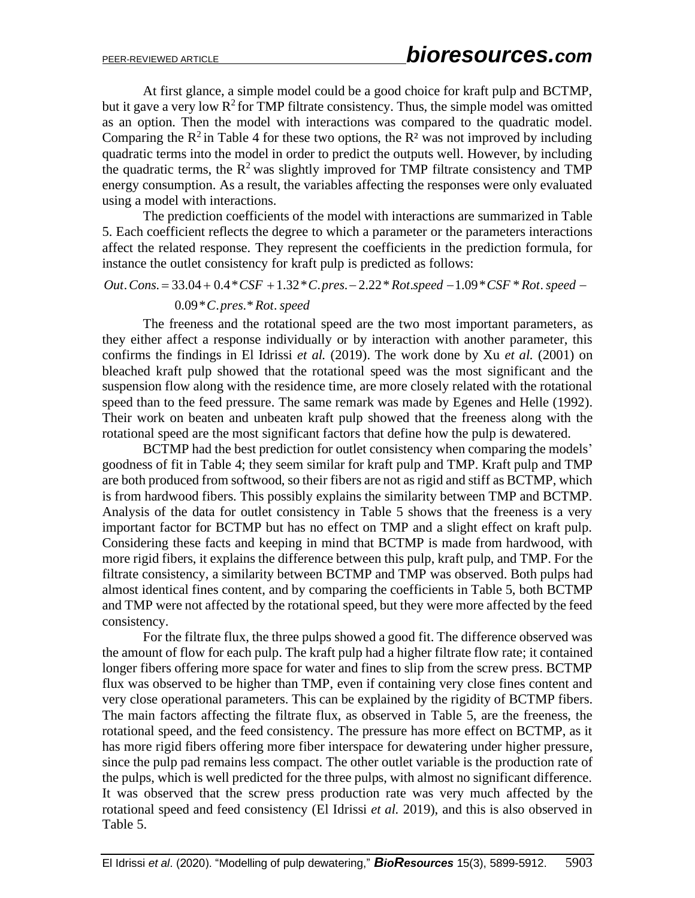At first glance, a simple model could be a good choice for kraft pulp and BCTMP, but it gave a very low $R^2$ for TMP filtrate consistency. Thus, the simple model was omitted as an option. Then the model with interactions was compared to the quadratic model. Comparing the $R^2$ in Table 4 for these two options, the $R^2$ was not improved by including quadratic terms into the model in order to predict the outputs well. However, by including the quadratic terms, the $R^2$ was slightly improved for TMP filtrate consistency and TMP energy consumption. As a result, the variables affecting the responses were only evaluated using a model with interactions.

The prediction coefficients of the model with interactions are summarized in Table 5. Each coefficient reflects the degree to which a parameter or the parameters interactions affect the related response. They represent the coefficients in the prediction formula, for instance the outlet consistency for kraft pulp is predicted as follows:

$$Out.Cons. = 33.04 + 0.4*CSF + 1.32*C.pres. - 2.22*Rot.speed - 1.09*CSF*Rot.speed - 0.09*C.pres.*Rot.speed$$

The freeness and the rotational speed are the two most important parameters, as they either affect a response individually or by interaction with another parameter, this confirms the findings in El Idrissi *et al.* (2019). The work done by Xu *et al.* (2001) on bleached kraft pulp showed that the rotational speed was the most significant and the suspension flow along with the residence time, are more closely related with the rotational speed than to the feed pressure. The same remark was made by Egenes and Helle (1992). Their work on beaten and unbeaten kraft pulp showed that the freeness along with the rotational speed are the most significant factors that define how the pulp is dewatered.

BCTMP had the best prediction for outlet consistency when comparing the models' goodness of fit in Table 4; they seem similar for kraft pulp and TMP. Kraft pulp and TMP are both produced from softwood, so their fibers are not as rigid and stiff as BCTMP, which is from hardwood fibers. This possibly explains the similarity between TMP and BCTMP. Analysis of the data for outlet consistency in Table 5 shows that the freeness is a very important factor for BCTMP but has no effect on TMP and a slight effect on kraft pulp. Considering these facts and keeping in mind that BCTMP is made from hardwood, with more rigid fibers, it explains the difference between this pulp, kraft pulp, and TMP. For the filtrate consistency, a similarity between BCTMP and TMP was observed. Both pulps had almost identical fines content, and by comparing the coefficients in Table 5, both BCTMP and TMP were not affected by the rotational speed, but they were more affected by the feed consistency.

For the filtrate flux, the three pulps showed a good fit. The difference observed was the amount of flow for each pulp. The kraft pulp had a higher filtrate flow rate; it contained longer fibers offering more space for water and fines to slip from the screw press. BCTMP flux was observed to be higher than TMP, even if containing very close fines content and very close operational parameters. This can be explained by the rigidity of BCTMP fibers. The main factors affecting the filtrate flux, as observed in Table 5, are the freeness, the rotational speed, and the feed consistency. The pressure has more effect on BCTMP, as it has more rigid fibers offering more fiber interspace for dewatering under higher pressure, since the pulp pad remains less compact. The other outlet variable is the production rate of the pulps, which is well predicted for the three pulps, with almost no significant difference. It was observed that the screw press production rate was very much affected by the rotational speed and feed consistency (El Idrissi *et al.* 2019), and this is also observed in Table 5.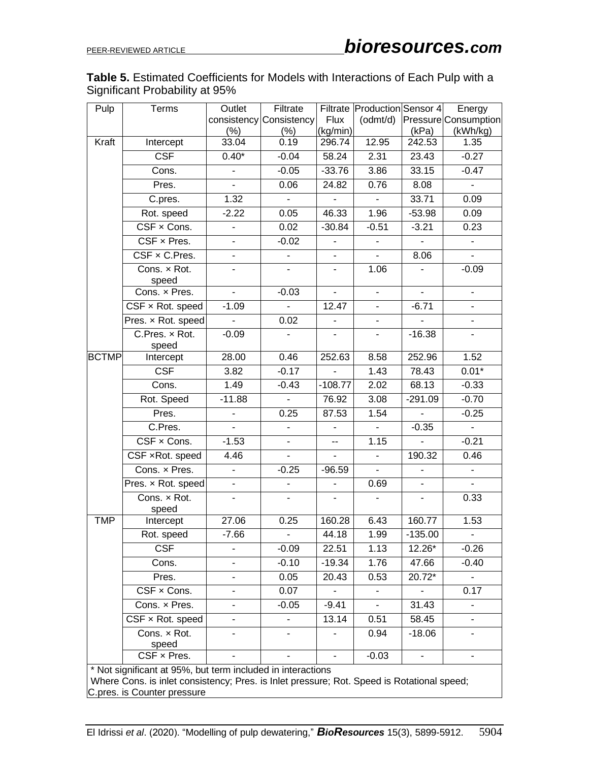**Table 5.** Estimated Coefficients for Models with Interactions of Each Pulp with a Significant Probability at 95%

| Pulp | Terms | Outlet consistency (%) | Filtrate Consistency (%) | Filtrate Flux (kg/min) | Production (odmt/d) | Sensor 4 Pressure (kPa) | Energy Consumption (kWh/kg) |
|---|---|---|---|---|---|---|---|
| Kraft | Intercept | 33.04 | 0.19 | 296.74 | 12.95 | 242.53 | 1.35 |
| | CSF | 0.40* | -0.04 | 58.24 | 2.31 | 23.43 | -0.27 |
| | Cons. | - | -0.05 | -33.76 | 3.86 | 33.15 | -0.47 |
| | Pres. | - | 0.06 | 24.82 | 0.76 | 8.08 | - |
| | C.pres. | 1.32 | - | - | - | 33.71 | 0.09 |
| | Rot. speed | -2.22 | 0.05 | 46.33 | 1.96 | -53.98 | 0.09 |
| | CSF × Cons. | - | 0.02 | -30.84 | -0.51 | -3.21 | 0.23 |
| | CSF × Pres. | - | -0.02 | - | - | - | - |
| | CSF × C.Pres. | - | - | - | - | 8.06 | - |
| | Cons. × Rot. speed | - | - | - | 1.06 | - | -0.09 |
| | Cons. × Pres. | - | -0.03 | - | - | - | - |
| | CSF × Rot. speed | -1.09 | - | 12.47 | - | -6.71 | - |
| | Pres. × Rot. speed | - | 0.02 | - | - | - | - |
| | C.Pres. × Rot. speed | -0.09 | - | - | - | -16.38 | - |
| BCTMP | Intercept | 28.00 | 0.46 | 252.63 | 8.58 | 252.96 | 1.52 |
| | CSF | 3.82 | -0.17 | - | 1.43 | 78.43 | 0.01* |
| | Cons. | 1.49 | -0.43 | -108.77 | 2.02 | 68.13 | -0.33 |
| | Rot. Speed | -11.88 | - | 76.92 | 3.08 | -291.09 | -0.70 |
| | Pres. | - | 0.25 | 87.53 | 1.54 | - | -0.25 |
| | C.Pres. | - | - | - | - | -0.35 | - |
| | CSF × Cons. | -1.53 | - | -- | 1.15 | - | -0.21 |
| | CSF ×Rot. speed | 4.46 | - | - | - | 190.32 | 0.46 |
| | Cons. × Pres. | - | -0.25 | -96.59 | - | - | - |
| | Pres. × Rot. speed | - | - | - | 0.69 | - | - |
| | Cons. × Rot. speed | - | - | - | - | - | 0.33 |
| TMP | Intercept | 27.06 | 0.25 | 160.28 | 6.43 | 160.77 | 1.53 |
| | Rot. speed | -7.66 | - | 44.18 | 1.99 | -135.00 | - |
| | CSF | - | -0.09 | 22.51 | 1.13 | 12.26* | -0.26 |
| | Cons. | - | -0.10 | -19.34 | 1.76 | 47.66 | -0.40 |
| | Pres. | - | 0.05 | 20.43 | 0.53 | 20.72* | - |
| | CSF × Cons. | - | 0.07 | - | - | - | 0.17 |
| | Cons. × Pres. | - | -0.05 | -9.41 | - | 31.43 | - |
| | CSF × Rot. speed | - | - | 13.14 | 0.51 | 58.45 | - |
| | Cons. × Rot. speed | - | - | - | 0.94 | -18.06 | - |
| | CSF × Pres. | - | - | - | -0.03 | - | - |

\* Not significant at 95%, but term included in interactions
Where Cons. is inlet consistency; Pres. is Inlet pressure; Rot. Speed is Rotational speed; C.pres. is Counter pressure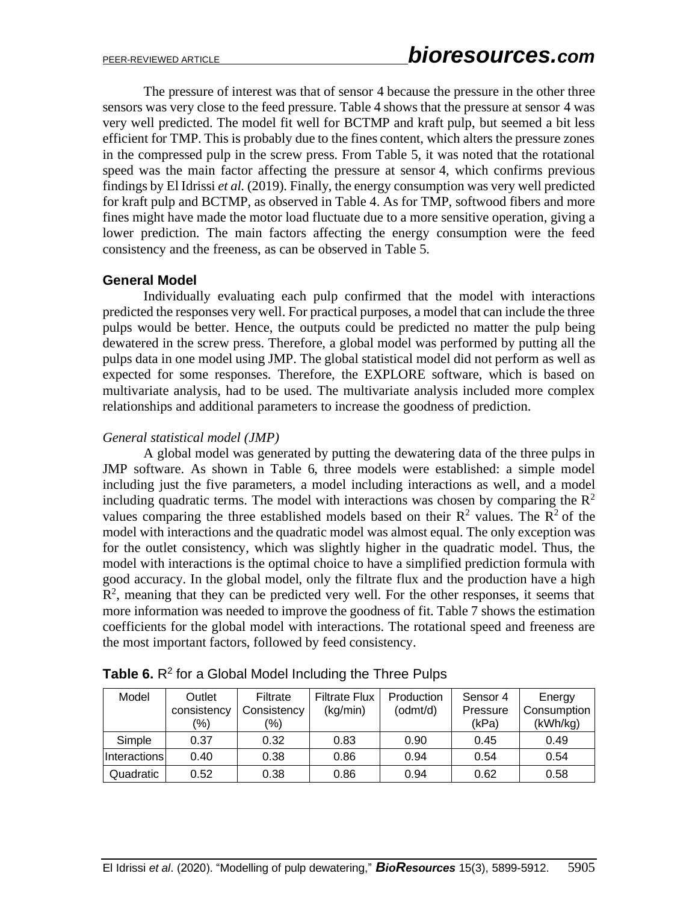The pressure of interest was that of sensor 4 because the pressure in the other three sensors was very close to the feed pressure. Table 4 shows that the pressure at sensor 4 was very well predicted. The model fit well for BCTMP and kraft pulp, but seemed a bit less efficient for TMP. This is probably due to the fines content, which alters the pressure zones in the compressed pulp in the screw press. From Table 5, it was noted that the rotational speed was the main factor affecting the pressure at sensor 4, which confirms previous findings by El Idrissi *et al.* (2019). Finally, the energy consumption was very well predicted for kraft pulp and BCTMP, as observed in Table 4. As for TMP, softwood fibers and more fines might have made the motor load fluctuate due to a more sensitive operation, giving a lower prediction. The main factors affecting the energy consumption were the feed consistency and the freeness, as can be observed in Table 5.

### General Model

Individually evaluating each pulp confirmed that the model with interactions predicted the responses very well. For practical purposes, a model that can include the three pulps would be better. Hence, the outputs could be predicted no matter the pulp being dewatered in the screw press. Therefore, a global model was performed by putting all the pulps data in one model using JMP. The global statistical model did not perform as well as expected for some responses. Therefore, the EXPLORE software, which is based on multivariate analysis, had to be used. The multivariate analysis included more complex relationships and additional parameters to increase the goodness of prediction.

*General statistical model (JMP)*

A global model was generated by putting the dewatering data of the three pulps in JMP software. As shown in Table 6, three models were established: a simple model including just the five parameters, a model including interactions as well, and a model including quadratic terms. The model with interactions was chosen by comparing the $R^2$ values comparing the three established models based on their $R^2$ values. The $R^2$ of the model with interactions and the quadratic model was almost equal. The only exception was for the outlet consistency, which was slightly higher in the quadratic model. Thus, the model with interactions is the optimal choice to have a simplified prediction formula with good accuracy. In the global model, only the filtrate flux and the production have a high $R^2$, meaning that they can be predicted very well. For the other responses, it seems that more information was needed to improve the goodness of fit. Table 7 shows the estimation coefficients for the global model with interactions. The rotational speed and freeness are the most important factors, followed by feed consistency.

**Table 6.** $R^2$ for a Global Model Including the Three Pulps

| Model | Outlet consistency (%) | Filtrate Consistency (%) | Filtrate Flux (kg/min) | Production (odmt/d) | Sensor 4 Pressure (kPa) | Energy Consumption (kWh/kg) |
|---|---|---|---|---|---|---|
| Simple | 0.37 | 0.32 | 0.83 | 0.90 | 0.45 | 0.49 |
| Interactions | 0.40 | 0.38 | 0.86 | 0.94 | 0.54 | 0.54 |
| Quadratic | 0.52 | 0.38 | 0.86 | 0.94 | 0.62 | 0.58 |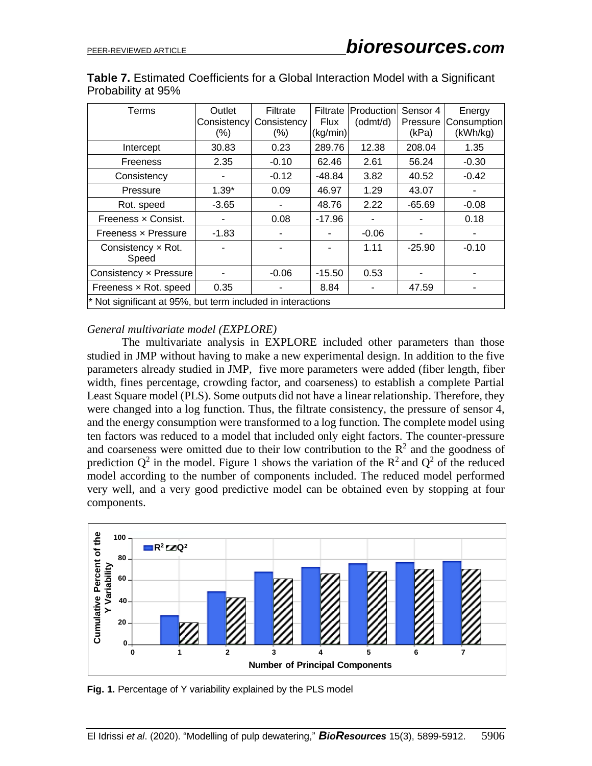**Table 7.** Estimated Coefficients for a Global Interaction Model with a Significant Probability at 95%

| Terms | Outlet Consistency (%) | Filtrate Consistency (%) | Filtrate Flux (kg/min) | Production (odmt/d) | Sensor 4 Pressure (kPa) | Energy Consumption (kWh/kg) |
|---|---|---|---|---|---|---|
| Intercept | 30.83 | 0.23 | 289.76 | 12.38 | 208.04 | 1.35 |
| Freeness | 2.35 | -0.10 | 62.46 | 2.61 | 56.24 | -0.30 |
| Consistency | - | -0.12 | -48.84 | 3.82 | 40.52 | -0.42 |
| Pressure | 1.39* | 0.09 | 46.97 | 1.29 | 43.07 | - |
| Rot. speed | -3.65 | - | 48.76 | 2.22 | -65.69 | -0.08 |
| Freeness × Consist. | - | 0.08 | -17.96 | - | - | 0.18 |
| Freeness × Pressure | -1.83 | - | - | -0.06 | - | - |
| Consistency × Rot. Speed | - | - | - | 1.11 | -25.90 | -0.10 |
| Consistency × Pressure | - | -0.06 | -15.50 | 0.53 | - | - |
| Freeness × Rot. speed | 0.35 | - | 8.84 | - | 47.59 | - |

\* Not significant at 95%, but term included in interactions

*General multivariate model (EXPLORE)*

The multivariate analysis in EXPLORE included other parameters than those studied in JMP without having to make a new experimental design. In addition to the five parameters already studied in JMP, five more parameters were added (fiber length, fiber width, fines percentage, crowding factor, and coarseness) to establish a complete Partial Least Square model (PLS). Some outputs did not have a linear relationship. Therefore, they were changed into a log function. Thus, the filtrate consistency, the pressure of sensor 4, and the energy consumption were transformed to a log function. The complete model using ten factors was reduced to a model that included only eight factors. The counter-pressure and coarseness were omitted due to their low contribution to the $R^2$ and the goodness of prediction $Q^2$ in the model. Figure 1 shows the variation of the $R^2$ and $Q^2$ of the reduced model according to the number of components included. The reduced model performed very well, and a very good predictive model can be obtained even by stopping at four components.

**Fig. 1.** Percentage of Y variability explained by the PLS model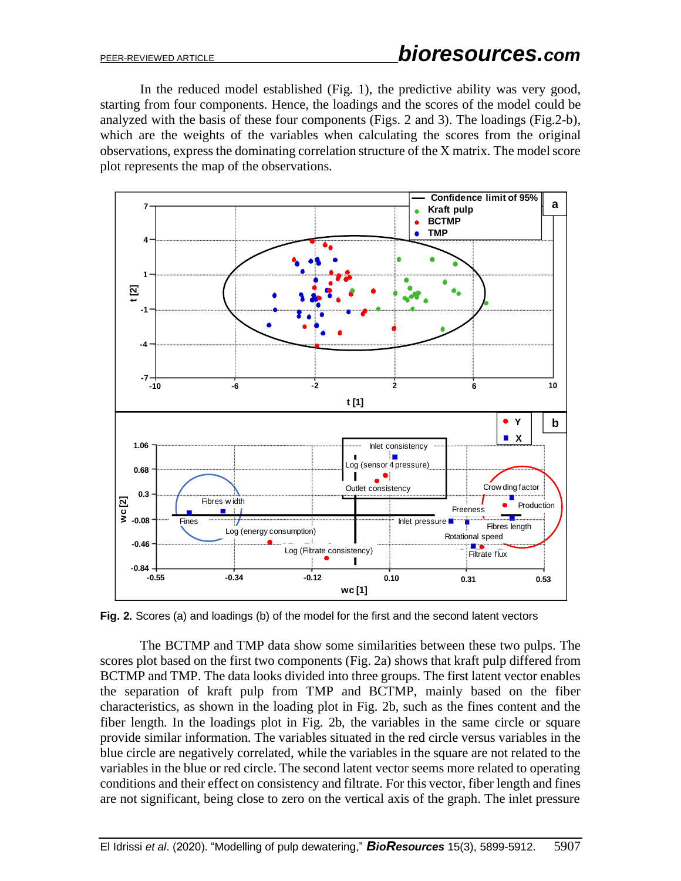In the reduced model established (Fig. 1), the predictive ability was very good, starting from four components. Hence, the loadings and the scores of the model could be analyzed with the basis of these four components (Figs. 2 and 3). The loadings (Fig.2-b), which are the weights of the variables when calculating the scores from the original observations, express the dominating correlation structure of the X matrix. The model score plot represents the map of the observations.

**Fig. 2.** Scores (a) and loadings (b) of the model for the first and the second latent vectors

The BCTMP and TMP data show some similarities between these two pulps. The scores plot based on the first two components (Fig. 2a) shows that kraft pulp differed from BCTMP and TMP. The data looks divided into three groups. The first latent vector enables the separation of kraft pulp from TMP and BCTMP, mainly based on the fiber characteristics, as shown in the loading plot in Fig. 2b, such as the fines content and the fiber length. In the loadings plot in Fig. 2b, the variables in the same circle or square provide similar information. The variables situated in the red circle versus variables in the blue circle are negatively correlated, while the variables in the square are not related to the variables in the blue or red circle. The second latent vector seems more related to operating conditions and their effect on consistency and filtrate. For this vector, fiber length and fines are not significant, being close to zero on the vertical axis of the graph. The inlet pressure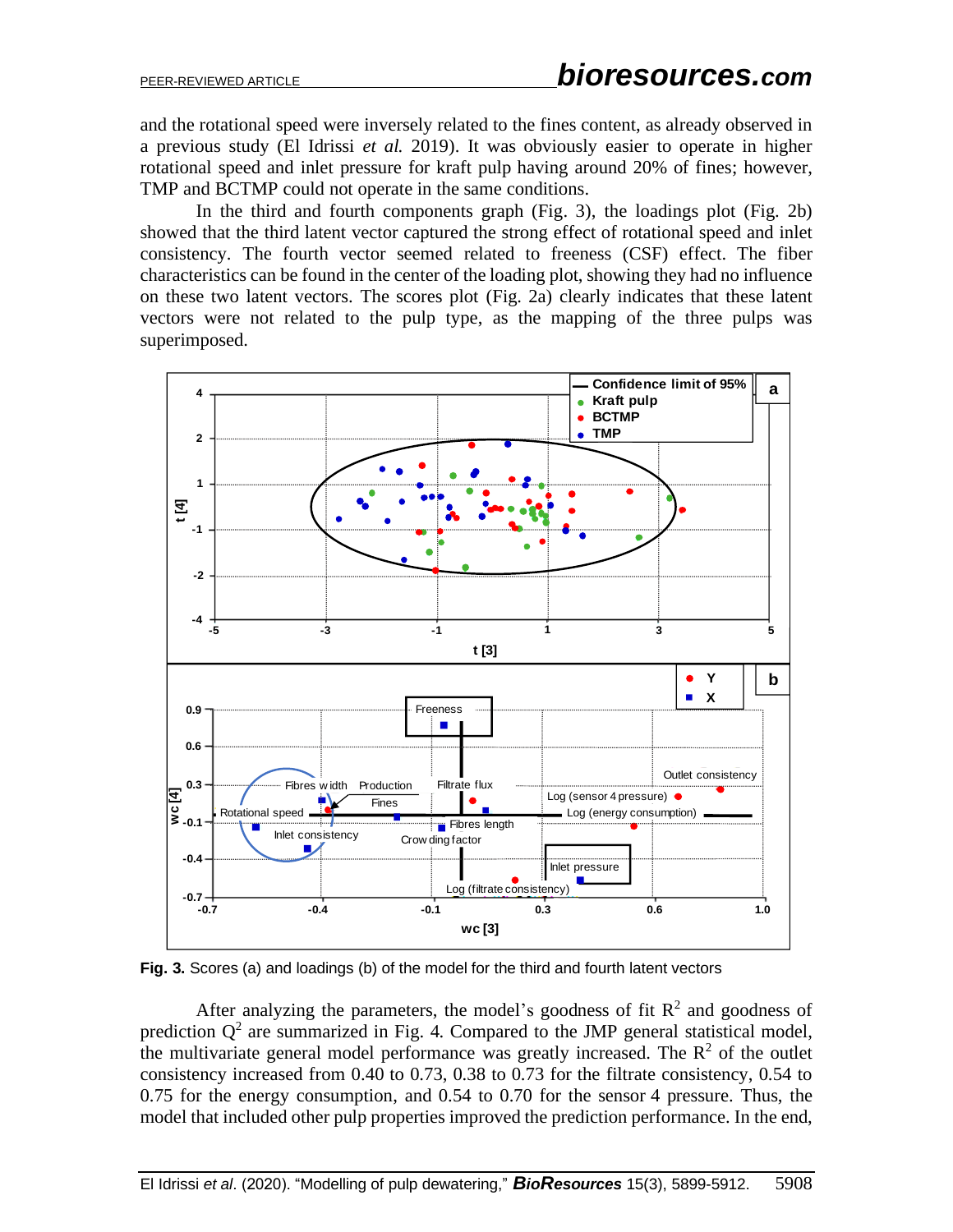and the rotational speed were inversely related to the fines content, as already observed in a previous study (El Idrissi *et al.* 2019). It was obviously easier to operate in higher rotational speed and inlet pressure for kraft pulp having around 20% of fines; however, TMP and BCTMP could not operate in the same conditions.

In the third and fourth components graph (Fig. 3), the loadings plot (Fig. 2b) showed that the third latent vector captured the strong effect of rotational speed and inlet consistency. The fourth vector seemed related to freeness (CSF) effect. The fiber characteristics can be found in the center of the loading plot, showing they had no influence on these two latent vectors. The scores plot (Fig. 2a) clearly indicates that these latent vectors were not related to the pulp type, as the mapping of the three pulps was superimposed.

**Fig. 3.** Scores (a) and loadings (b) of the model for the third and fourth latent vectors

After analyzing the parameters, the model's goodness of fit $R^2$ and goodness of prediction $Q^2$ are summarized in Fig. 4. Compared to the JMP general statistical model, the multivariate general model performance was greatly increased. The $R^2$ of the outlet consistency increased from 0.40 to 0.73, 0.38 to 0.73 for the filtrate consistency, 0.54 to 0.75 for the energy consumption, and 0.54 to 0.70 for the sensor 4 pressure. Thus, the model that included other pulp properties improved the prediction performance. In the end,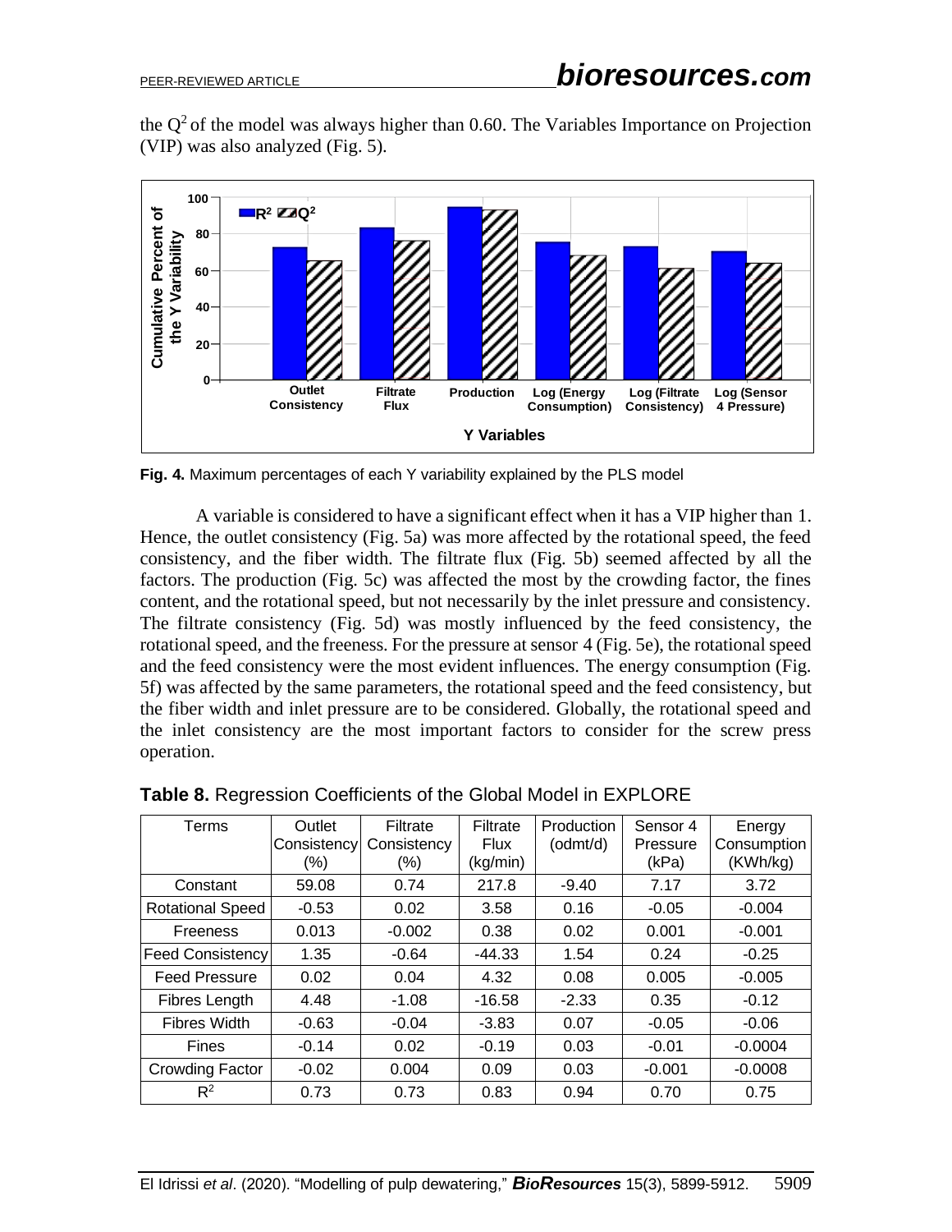the $Q^2$ of the model was always higher than 0.60. The Variables Importance on Projection (VIP) was also analyzed (Fig. 5).

**Fig. 4.** Maximum percentages of each Y variability explained by the PLS model

A variable is considered to have a significant effect when it has a VIP higher than 1. Hence, the outlet consistency (Fig. 5a) was more affected by the rotational speed, the feed consistency, and the fiber width. The filtrate flux (Fig. 5b) seemed affected by all the factors. The production (Fig. 5c) was affected the most by the crowding factor, the fines content, and the rotational speed, but not necessarily by the inlet pressure and consistency. The filtrate consistency (Fig. 5d) was mostly influenced by the feed consistency, the rotational speed, and the freeness. For the pressure at sensor 4 (Fig. 5e), the rotational speed and the feed consistency were the most evident influences. The energy consumption (Fig. 5f) was affected by the same parameters, the rotational speed and the feed consistency, but the fiber width and inlet pressure are to be considered. Globally, the rotational speed and the inlet consistency are the most important factors to consider for the screw press operation.

**Table 8.** Regression Coefficients of the Global Model in EXPLORE

| Terms | Outlet Consistency (%) | Filtrate Consistency (%) | Filtrate Flux (kg/min) | Production (odmt/d) | Sensor 4 Pressure (kPa) | Energy Consumption (KWh/kg) |
|---|---|---|---|---|---|---|
| Constant | 59.08 | 0.74 | 217.8 | -9.40 | 7.17 | 3.72 |
| Rotational Speed | -0.53 | 0.02 | 3.58 | 0.16 | -0.05 | -0.004 |
| Freeness | 0.013 | -0.002 | 0.38 | 0.02 | 0.001 | -0.001 |
| Feed Consistency | 1.35 | -0.64 | -44.33 | 1.54 | 0.24 | -0.25 |
| Feed Pressure | 0.02 | 0.04 | 4.32 | 0.08 | 0.005 | -0.005 |
| Fibres Length | 4.48 | -1.08 | -16.58 | -2.33 | 0.35 | -0.12 |
| Fibres Width | -0.63 | -0.04 | -3.83 | 0.07 | -0.05 | -0.06 |
| Fines | -0.14 | 0.02 | -0.19 | 0.03 | -0.01 | -0.0004 |
| Crowding Factor | -0.02 | 0.004 | 0.09 | 0.03 | -0.001 | -0.0008 |
| $R^2$ | 0.73 | 0.73 | 0.83 | 0.94 | 0.70 | 0.75 |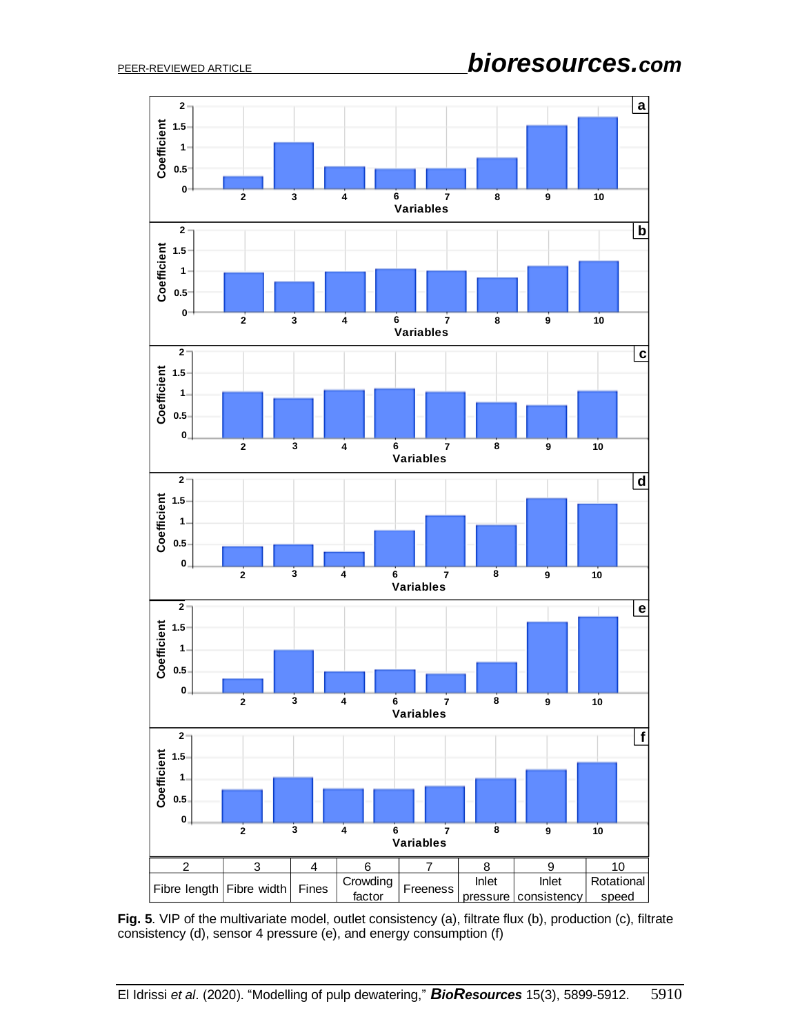| 2 | 3 | 4 | 6 | 7 | 8 | 9 | 10 |
|---|---|---|---|---|---|---|---|
| Fibre length | Fibre width | Fines | Crowding factor | Freeness | Inlet pressure | Inlet consistency | Rotational speed |

**Fig. 5**. VIP of the multivariate model, outlet consistency (a), filtrate flux (b), production (c), filtrate consistency (d), sensor 4 pressure (e), and energy consumption (f)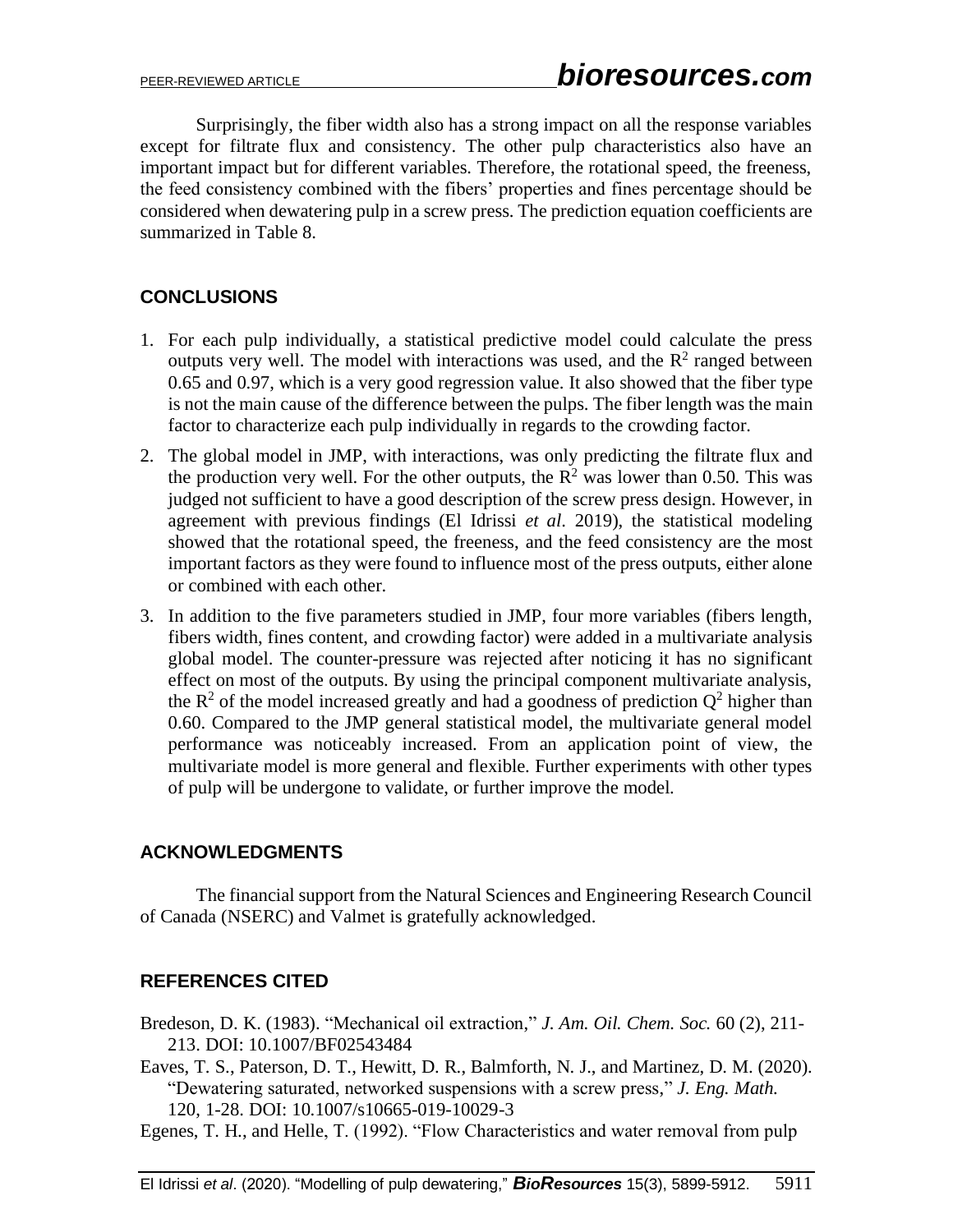Surprisingly, the fiber width also has a strong impact on all the response variables except for filtrate flux and consistency. The other pulp characteristics also have an important impact but for different variables. Therefore, the rotational speed, the freeness, the feed consistency combined with the fibers' properties and fines percentage should be considered when dewatering pulp in a screw press. The prediction equation coefficients are summarized in Table 8.

## CONCLUSIONS

1. For each pulp individually, a statistical predictive model could calculate the press outputs very well. The model with interactions was used, and the $R^2$ ranged between 0.65 and 0.97, which is a very good regression value. It also showed that the fiber type is not the main cause of the difference between the pulps. The fiber length was the main factor to characterize each pulp individually in regards to the crowding factor.
2. The global model in JMP, with interactions, was only predicting the filtrate flux and the production very well. For the other outputs, the $R^2$ was lower than 0.50. This was judged not sufficient to have a good description of the screw press design. However, in agreement with previous findings (El Idrissi *et al*. 2019), the statistical modeling showed that the rotational speed, the freeness, and the feed consistency are the most important factors as they were found to influence most of the press outputs, either alone or combined with each other.
3. In addition to the five parameters studied in JMP, four more variables (fibers length, fibers width, fines content, and crowding factor) were added in a multivariate analysis global model. The counter-pressure was rejected after noticing it has no significant effect on most of the outputs. By using the principal component multivariate analysis, the $R^2$ of the model increased greatly and had a goodness of prediction $Q^2$ higher than 0.60. Compared to the JMP general statistical model, the multivariate general model performance was noticeably increased. From an application point of view, the multivariate model is more general and flexible. Further experiments with other types of pulp will be undergone to validate, or further improve the model.

## ACKNOWLEDGMENTS

The financial support from the Natural Sciences and Engineering Research Council of Canada (NSERC) and Valmet is gratefully acknowledged.

## REFERENCES CITED

Bredeson, D. K. (1983). "Mechanical oil extraction," *J. Am. Oil. Chem. Soc.* 60 (2), 211-213. DOI: 10.1007/BF02543484

Eaves, T. S., Paterson, D. T., Hewitt, D. R., Balmforth, N. J., and Martinez, D. M. (2020). "Dewatering saturated, networked suspensions with a screw press," *J. Eng. Math.* 120, 1-28. DOI: 10.1007/s10665-019-10029-3

Egenes, T. H., and Helle, T. (1992). "Flow Characteristics and water removal from pulp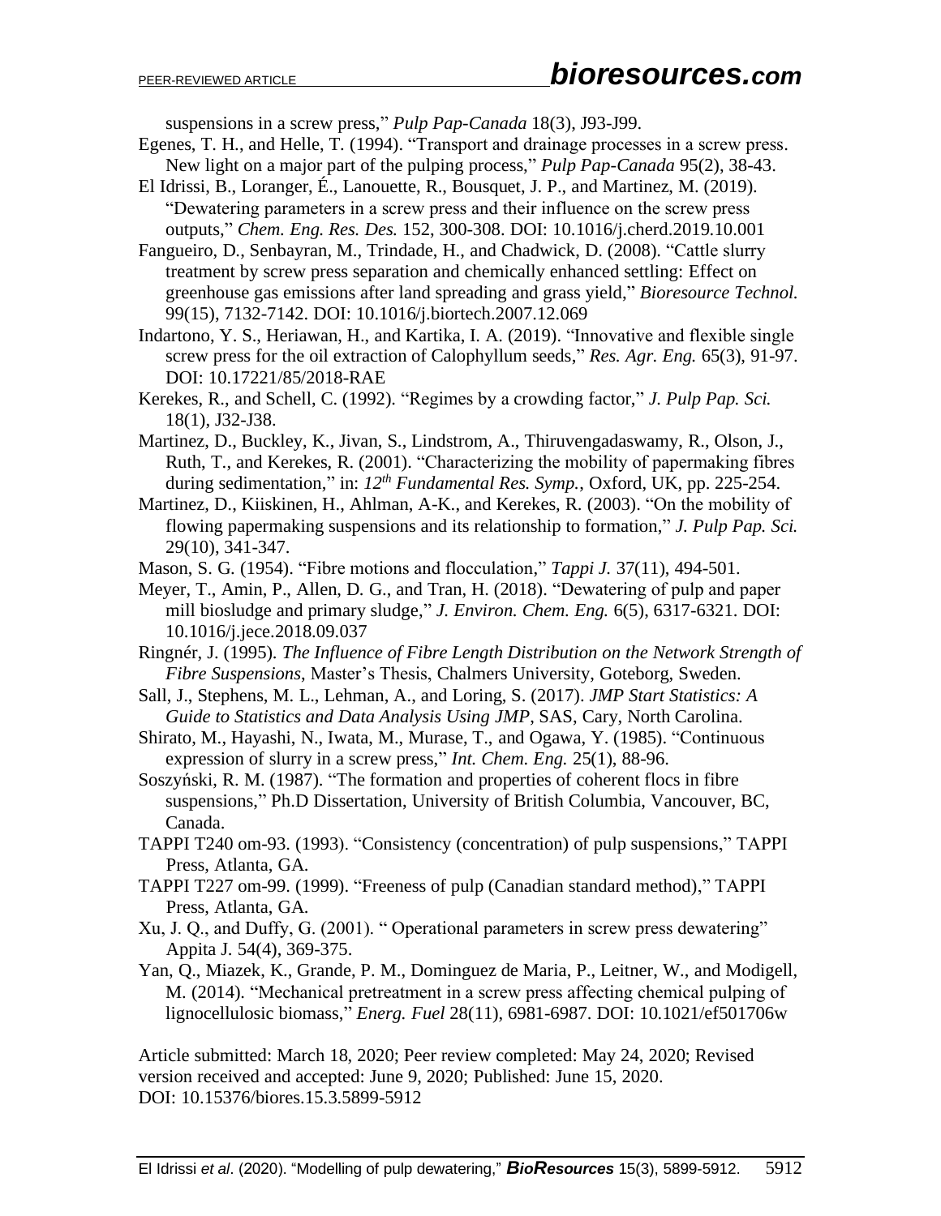suspensions in a screw press," *Pulp Pap-Canada* 18(3), J93-J99.

Egenes, T. H., and Helle, T. (1994). "Transport and drainage processes in a screw press. New light on a major part of the pulping process," *Pulp Pap-Canada* 95(2), 38-43.

El Idrissi, B., Loranger, É., Lanouette, R., Bousquet, J. P., and Martinez, M. (2019). "Dewatering parameters in a screw press and their influence on the screw press outputs," *Chem. Eng. Res. Des.* 152, 300-308. DOI: 10.1016/j.cherd.2019.10.001

Fangueiro, D., Senbayran, M., Trindade, H., and Chadwick, D. (2008). "Cattle slurry treatment by screw press separation and chemically enhanced settling: Effect on greenhouse gas emissions after land spreading and grass yield," *Bioresource Technol.* 99(15), 7132-7142. DOI: 10.1016/j.biortech.2007.12.069

Indartono, Y. S., Heriawan, H., and Kartika, I. A. (2019). "Innovative and flexible single screw press for the oil extraction of Calophyllum seeds," *Res. Agr. Eng.* 65(3), 91-97. DOI: 10.17221/85/2018-RAE

Kerekes, R., and Schell, C. (1992). "Regimes by a crowding factor," *J. Pulp Pap. Sci.* 18(1), J32-J38.

Martinez, D., Buckley, K., Jivan, S., Lindstrom, A., Thiruvengadaswamy, R., Olson, J., Ruth, T., and Kerekes, R. (2001). "Characterizing the mobility of papermaking fibres during sedimentation," in: *12th Fundamental Res. Symp.*, Oxford, UK, pp. 225-254.

Martinez, D., Kiiskinen, H., Ahlman, A-K., and Kerekes, R. (2003). "On the mobility of flowing papermaking suspensions and its relationship to formation," *J. Pulp Pap. Sci.* 29(10), 341-347.

Mason, S. G. (1954). "Fibre motions and flocculation," *Tappi J.* 37(11), 494-501.

Meyer, T., Amin, P., Allen, D. G., and Tran, H. (2018). "Dewatering of pulp and paper mill biosludge and primary sludge," *J. Environ. Chem. Eng.* 6(5), 6317-6321. DOI: 10.1016/j.jece.2018.09.037

Ringnér, J. (1995). *The Influence of Fibre Length Distribution on the Network Strength of Fibre Suspensions*, Master's Thesis, Chalmers University, Goteborg, Sweden.

Sall, J., Stephens, M. L., Lehman, A., and Loring, S. (2017). *JMP Start Statistics: A Guide to Statistics and Data Analysis Using JMP*, SAS, Cary, North Carolina.

Shirato, M., Hayashi, N., Iwata, M., Murase, T., and Ogawa, Y. (1985). "Continuous expression of slurry in a screw press," *Int. Chem. Eng.* 25(1), 88-96.

Soszyński, R. M. (1987). "The formation and properties of coherent flocs in fibre suspensions," Ph.D Dissertation, University of British Columbia, Vancouver, BC, Canada.

TAPPI T240 om-93. (1993). "Consistency (concentration) of pulp suspensions," TAPPI Press, Atlanta, GA.

TAPPI T227 om-99. (1999). "Freeness of pulp (Canadian standard method)," TAPPI Press, Atlanta, GA.

Xu, J. Q., and Duffy, G. (2001). " Operational parameters in screw press dewatering" Appita J. 54(4), 369-375.

Yan, Q., Miazek, K., Grande, P. M., Dominguez de Maria, P., Leitner, W., and Modigell, M. (2014). "Mechanical pretreatment in a screw press affecting chemical pulping of lignocellulosic biomass," *Energ. Fuel* 28(11), 6981-6987. DOI: 10.1021/ef501706w

Article submitted: March 18, 2020; Peer review completed: May 24, 2020; Revised version received and accepted: June 9, 2020; Published: June 15, 2020.
DOI: 10.15376/biores.15.3.5899-5912